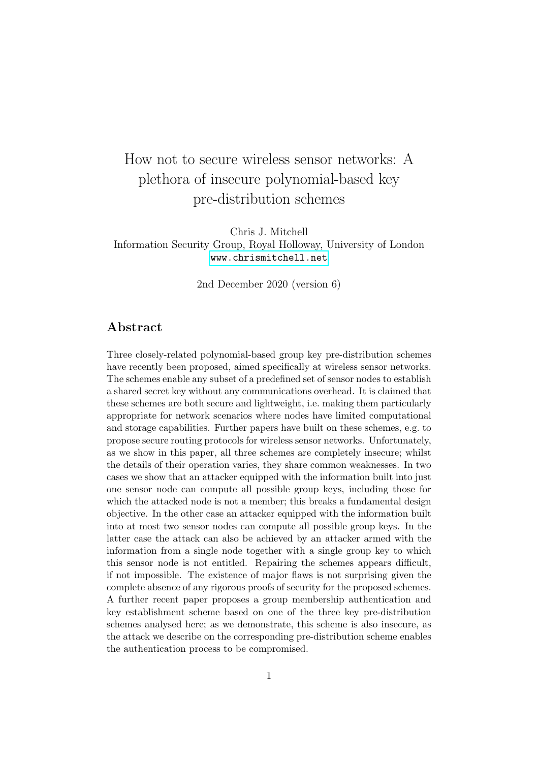# How not to secure wireless sensor networks: A plethora of insecure polynomial-based key pre-distribution schemes

Chris J. Mitchell
Information Security Group, Royal Holloway, University of London
www.chrismitchell.net

2nd December 2020 (version 6)

## Abstract

Three closely-related polynomial-based group key pre-distribution schemes have recently been proposed, aimed specifically at wireless sensor networks. The schemes enable any subset of a predefined set of sensor nodes to establish a shared secret key without any communications overhead. It is claimed that these schemes are both secure and lightweight, i.e. making them particularly appropriate for network scenarios where nodes have limited computational and storage capabilities. Further papers have built on these schemes, e.g. to propose secure routing protocols for wireless sensor networks. Unfortunately, as we show in this paper, all three schemes are completely insecure; whilst the details of their operation varies, they share common weaknesses. In two cases we show that an attacker equipped with the information built into just one sensor node can compute all possible group keys, including those for which the attacked node is not a member; this breaks a fundamental design objective. In the other case an attacker equipped with the information built into at most two sensor nodes can compute all possible group keys. In the latter case the attack can also be achieved by an attacker armed with the information from a single node together with a single group key to which this sensor node is not entitled. Repairing the schemes appears difficult, if not impossible. The existence of major flaws is not surprising given the complete absence of any rigorous proofs of security for the proposed schemes. A further recent paper proposes a group membership authentication and key establishment scheme based on one of the three key pre-distribution schemes analysed here; as we demonstrate, this scheme is also insecure, as the attack we describe on the corresponding pre-distribution scheme enables the authentication process to be compromised.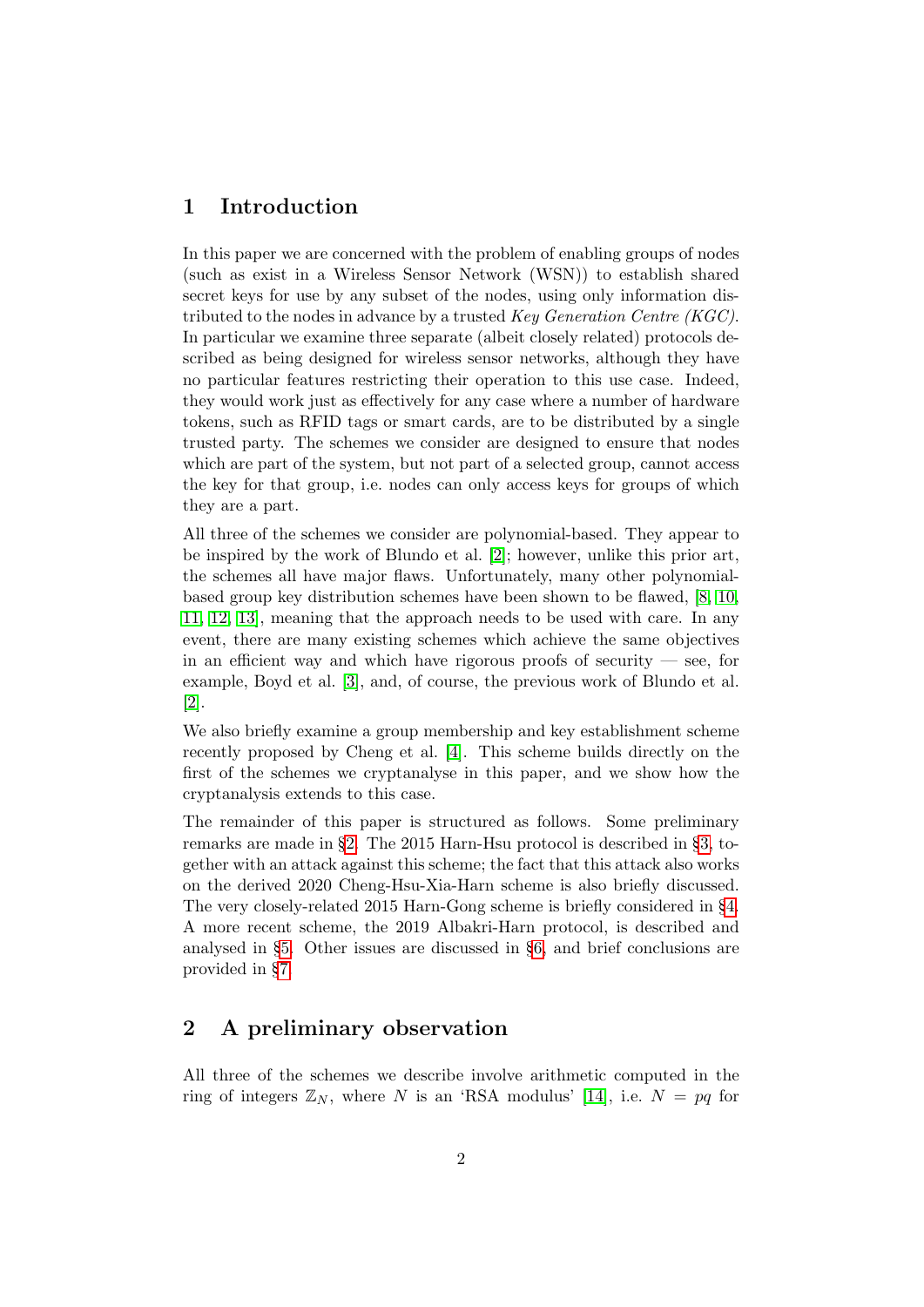## 1 Introduction

In this paper we are concerned with the problem of enabling groups of nodes (such as exist in a Wireless Sensor Network (WSN)) to establish shared secret keys for use by any subset of the nodes, using only information distributed to the nodes in advance by a trusted *Key Generation Centre (KGC)*. In particular we examine three separate (albeit closely related) protocols described as being designed for wireless sensor networks, although they have no particular features restricting their operation to this use case. Indeed, they would work just as effectively for any case where a number of hardware tokens, such as RFID tags or smart cards, are to be distributed by a single trusted party. The schemes we consider are designed to ensure that nodes which are part of the system, but not part of a selected group, cannot access the key for that group, i.e. nodes can only access keys for groups of which they are a part.

All three of the schemes we consider are polynomial-based. They appear to be inspired by the work of Blundo et al. [2]; however, unlike this prior art, the schemes all have major flaws. Unfortunately, many other polynomial-based group key distribution schemes have been shown to be flawed, [8, 10, 11, 12, 13], meaning that the approach needs to be used with care. In any event, there are many existing schemes which achieve the same objectives in an efficient way and which have rigorous proofs of security — see, for example, Boyd et al. [3], and, of course, the previous work of Blundo et al. [2].

We also briefly examine a group membership and key establishment scheme recently proposed by Cheng et al. [4]. This scheme builds directly on the first of the schemes we cryptanalyse in this paper, and we show how the cryptanalysis extends to this case.

The remainder of this paper is structured as follows. Some preliminary remarks are made in §2. The 2015 Harn-Hsu protocol is described in §3, together with an attack against this scheme; the fact that this attack also works on the derived 2020 Cheng-Hsu-Xia-Harn scheme is also briefly discussed. The very closely-related 2015 Harn-Gong scheme is briefly considered in §4. A more recent scheme, the 2019 Albakri-Harn protocol, is described and analysed in §5. Other issues are discussed in §6, and brief conclusions are provided in §7.

## 2 A preliminary observation

All three of the schemes we describe involve arithmetic computed in the ring of integers $\mathbb{Z}_N$, where $N$ is an 'RSA modulus' [14], i.e. $N = pq$ for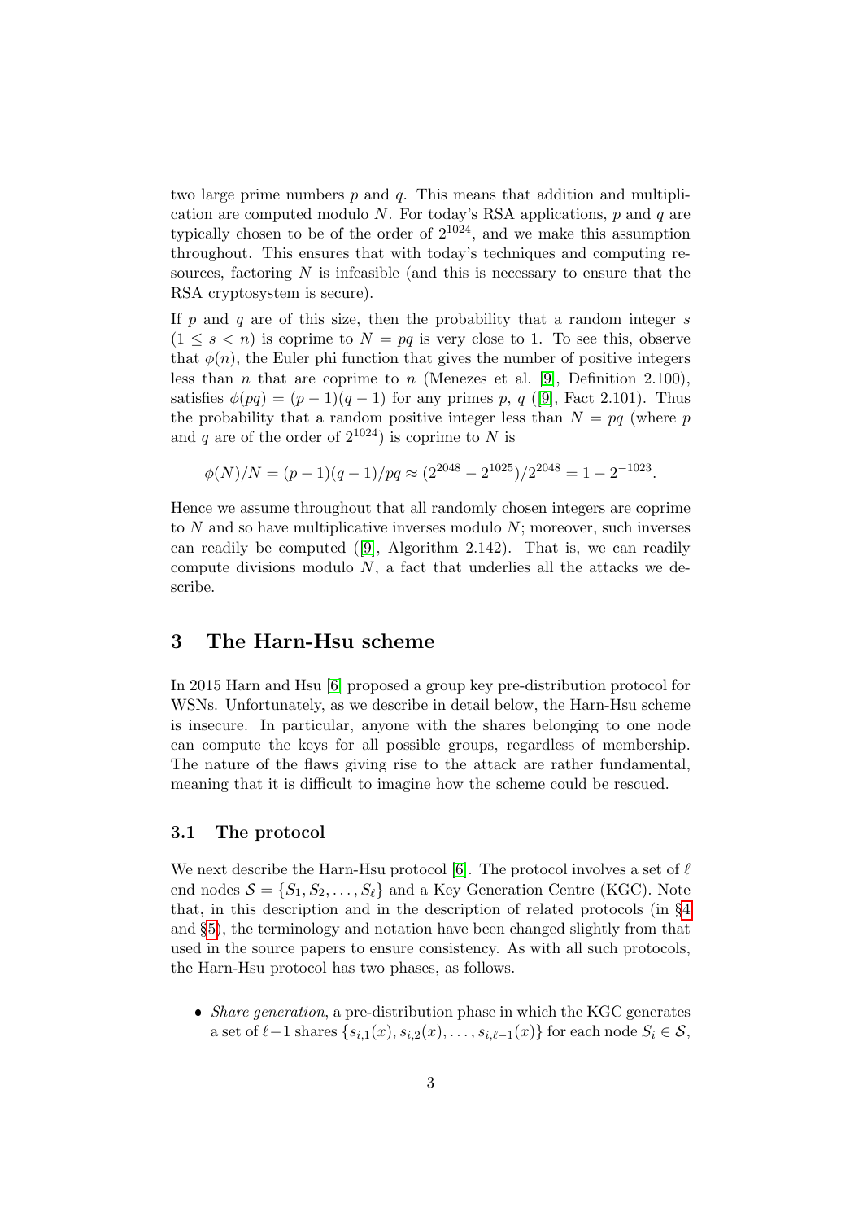two large prime numbers $p$ and $q$. This means that addition and multiplication are computed modulo $N$. For today's RSA applications, $p$ and $q$ are typically chosen to be of the order of $2^{1024}$, and we make this assumption throughout. This ensures that with today's techniques and computing resources, factoring $N$ is infeasible (and this is necessary to ensure that the RSA cryptosystem is secure).

If $p$ and $q$ are of this size, then the probability that a random integer $s$ ($1 \leq s < n$) is coprime to $N = pq$ is very close to 1. To see this, observe that $\phi(n)$, the Euler phi function that gives the number of positive integers less than $n$ that are coprime to $n$ (Menezes et al. [9], Definition 2.100), satisfies $\phi(pq) = (p-1)(q-1)$ for any primes $p$, $q$ ([9], Fact 2.101). Thus the probability that a random positive integer less than $N = pq$ (where $p$ and $q$ are of the order of $2^{1024}$) is coprime to $N$ is

$$\phi(N)/N = (p-1)(q-1)/pq \approx (2^{2048} - 2^{1025})/2^{2048} = 1 - 2^{-1023}.$$

Hence we assume throughout that all randomly chosen integers are coprime to $N$ and so have multiplicative inverses modulo $N$; moreover, such inverses can readily be computed ([9], Algorithm 2.142). That is, we can readily compute divisions modulo $N$, a fact that underlies all the attacks we describe.

## 3 The Harn-Hsu scheme

In 2015 Harn and Hsu [6] proposed a group key pre-distribution protocol for WSNs. Unfortunately, as we describe in detail below, the Harn-Hsu scheme is insecure. In particular, anyone with the shares belonging to one node can compute the keys for all possible groups, regardless of membership. The nature of the flaws giving rise to the attack are rather fundamental, meaning that it is difficult to imagine how the scheme could be rescued.

### 3.1 The protocol

We next describe the Harn-Hsu protocol [6]. The protocol involves a set of $\ell$ end nodes $\mathcal{S} = \{S_1, S_2, \ldots, S_\ell\}$ and a Key Generation Centre (KGC). Note that, in this description and in the description of related protocols (in §4 and §5), the terminology and notation have been changed slightly from that used in the source papers to ensure consistency. As with all such protocols, the Harn-Hsu protocol has two phases, as follows.

- *Share generation*, a pre-distribution phase in which the KGC generates a set of $\ell-1$ shares $\{s_{i,1}(x), s_{i,2}(x), \ldots, s_{i,\ell-1}(x)\}$ for each node $S_i \in \mathcal{S}$,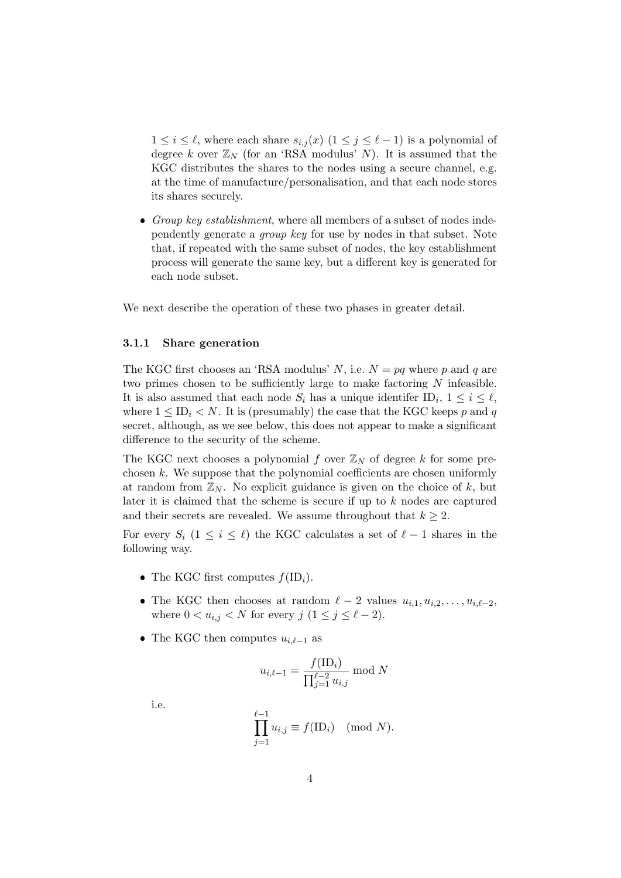$1 \leq i \leq \ell$, where each share $s_{i,j}(x)$ $(1 \leq j \leq \ell - 1)$ is a polynomial of degree $k$ over $\mathbb{Z}_N$ (for an 'RSA modulus' $N$). It is assumed that the KGC distributes the shares to the nodes using a secure channel, e.g. at the time of manufacture/personalisation, and that each node stores its shares securely.

- *Group key establishment*, where all members of a subset of nodes independently generate a *group key* for use by nodes in that subset. Note that, if repeated with the same subset of nodes, the key establishment process will generate the same key, but a different key is generated for each node subset.

We next describe the operation of these two phases in greater detail.

### 3.1.1 Share generation

The KGC first chooses an 'RSA modulus' $N$, i.e. $N = pq$ where $p$ and $q$ are two primes chosen to be sufficiently large to make factoring $N$ infeasible. It is also assumed that each node $S_i$ has a unique identifer $\mathrm{ID}_i$, $1 \leq i \leq \ell$, where $1 \leq \mathrm{ID}_i < N$. It is (presumably) the case that the KGC keeps $p$ and $q$ secret, although, as we see below, this does not appear to make a significant difference to the security of the scheme.

The KGC next chooses a polynomial $f$ over $\mathbb{Z}_N$ of degree $k$ for some pre-chosen $k$. We suppose that the polynomial coefficients are chosen uniformly at random from $\mathbb{Z}_N$. No explicit guidance is given on the choice of $k$, but later it is claimed that the scheme is secure if up to $k$ nodes are captured and their secrets are revealed. We assume throughout that $k \geq 2$.

For every $S_i$ $(1 \leq i \leq \ell)$ the KGC calculates a set of $\ell - 1$ shares in the following way.

- The KGC first computes $f(\mathrm{ID}_i)$.
- The KGC then chooses at random $\ell - 2$ values $u_{i,1}, u_{i,2}, \ldots, u_{i,\ell-2}$, where $0 < u_{i,j} < N$ for every $j$ $(1 \leq j \leq \ell - 2)$.
- The KGC then computes $u_{i,\ell-1}$ as

$$u_{i,\ell-1} = \frac{f(\mathrm{ID}_i)}{\prod_{j=1}^{\ell-2} u_{i,j}} \bmod N$$

i.e.

$$\prod_{j=1}^{\ell-1} u_{i,j} \equiv f(\mathrm{ID}_i) \pmod{N}.$$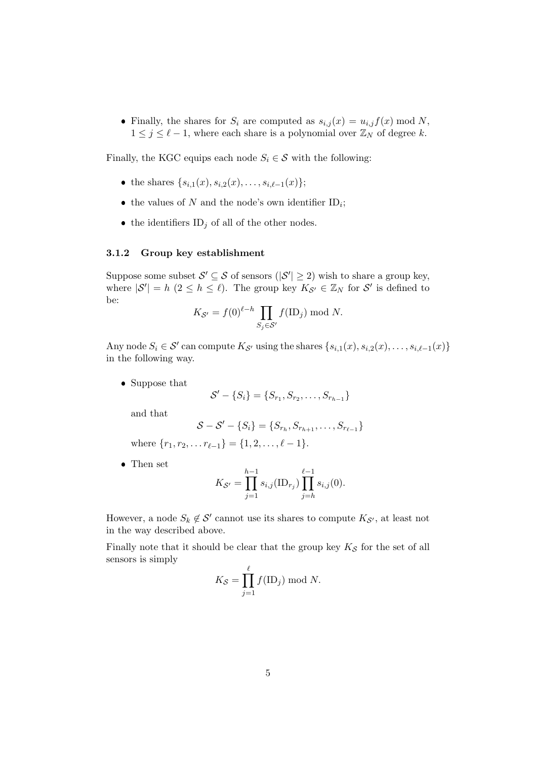- Finally, the shares for $S_i$ are computed as $s_{i,j}(x) = u_{i,j}f(x) \bmod N$, $1 \leq j \leq \ell - 1$, where each share is a polynomial over $\mathbb{Z}_N$ of degree $k$.

Finally, the KGC equips each node $S_i \in \mathcal{S}$ with the following:

- the shares $\{s_{i,1}(x), s_{i,2}(x), \ldots, s_{i,\ell-1}(x)\}$;
- the values of $N$ and the node's own identifier $\mathrm{ID}_i$;
- the identifiers $\mathrm{ID}_j$ of all of the other nodes.

### 3.1.2 Group key establishment

Suppose some subset $\mathcal{S}' \subseteq \mathcal{S}$ of sensors ($|\mathcal{S}'| \geq 2$) wish to share a group key, where $|\mathcal{S}'| = h$ ($2 \leq h \leq \ell$). The group key $K_{\mathcal{S}'} \in \mathbb{Z}_N$ for $\mathcal{S}'$ is defined to be:

$$K_{\mathcal{S}'} = f(0)^{\ell-h} \prod_{S_j \in \mathcal{S}'} f(\mathrm{ID}_j) \bmod N.$$

Any node $S_i \in \mathcal{S}'$ can compute $K_{\mathcal{S}'}$ using the shares $\{s_{i,1}(x), s_{i,2}(x), \ldots, s_{i,\ell-1}(x)\}$ in the following way.

- Suppose that
$$\mathcal{S}' - \{S_i\} = \{S_{r_1}, S_{r_2}, \ldots, S_{r_{h-1}}\}$$
and that
$$\mathcal{S} - \mathcal{S}' - \{S_i\} = \{S_{r_h}, S_{r_{h+1}}, \ldots, S_{r_{\ell-1}}\}$$
where $\{r_1, r_2, \ldots r_{\ell-1}\} = \{1, 2, \ldots, \ell - 1\}$.
- Then set
$$K_{\mathcal{S}'} = \prod_{j=1}^{h-1} s_{i,j}(\mathrm{ID}_{r_j}) \prod_{j=h}^{\ell-1} s_{i,j}(0).$$

However, a node $S_k \notin \mathcal{S}'$ cannot use its shares to compute $K_{\mathcal{S}'}$, at least not in the way described above.

Finally note that it should be clear that the group key $K_{\mathcal{S}}$ for the set of all sensors is simply

$$K_{\mathcal{S}} = \prod_{j=1}^{\ell} f(\mathrm{ID}_j) \bmod N.$$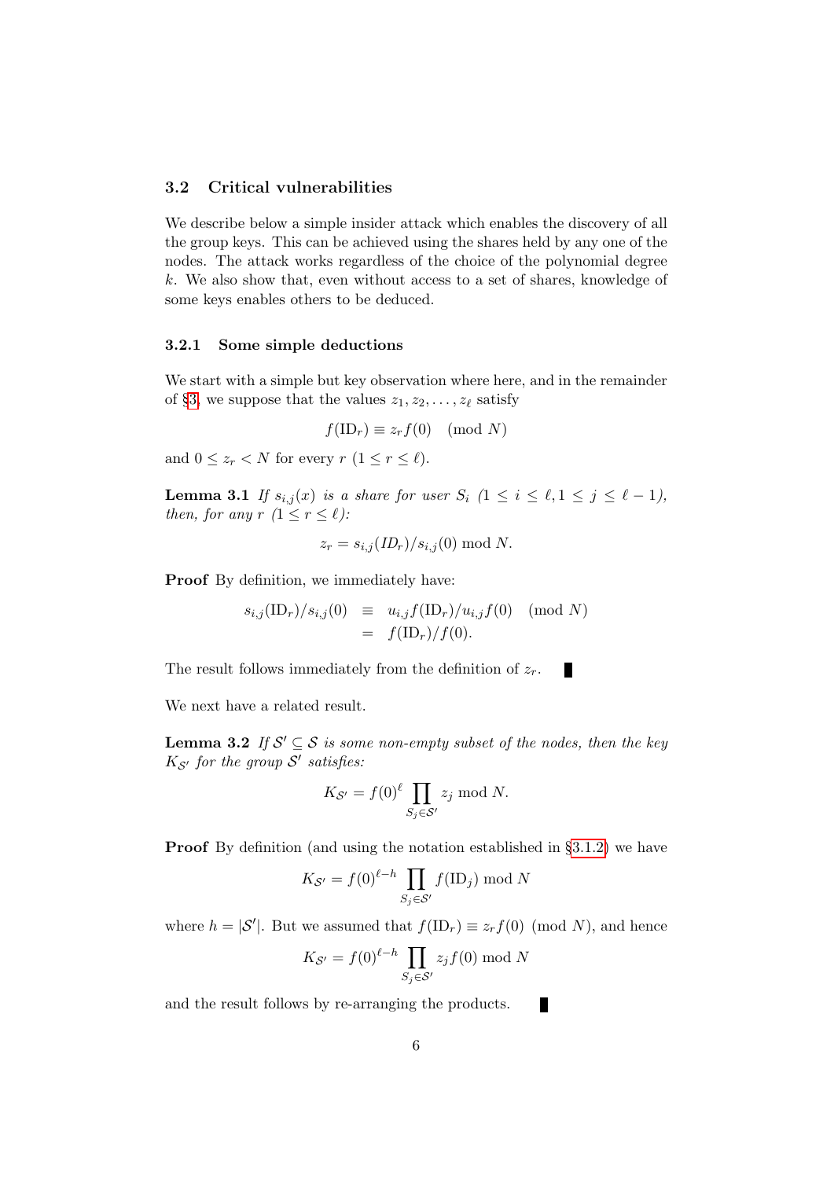### 3.2 Critical vulnerabilities

We describe below a simple insider attack which enables the discovery of all the group keys. This can be achieved using the shares held by any one of the nodes. The attack works regardless of the choice of the polynomial degree $k$. We also show that, even without access to a set of shares, knowledge of some keys enables others to be deduced.

#### 3.2.1 Some simple deductions

We start with a simple but key observation where here, and in the remainder of §3, we suppose that the values $z_1, z_2, \ldots, z_\ell$ satisfy

$$f(\mathrm{ID}_r) \equiv z_r f(0) \pmod{N}$$

and $0 \leq z_r < N$ for every $r$ $(1 \leq r \leq \ell)$.

**Lemma 3.1** *If $s_{i,j}(x)$ is a share for user $S_i$ $(1 \leq i \leq \ell, 1 \leq j \leq \ell - 1)$, then, for any $r$ $(1 \leq r \leq \ell)$:*

$$z_r = s_{i,j}(ID_r)/s_{i,j}(0) \bmod N.$$

**Proof** By definition, we immediately have:

$$\begin{aligned} s_{i,j}(\mathrm{ID}_r)/s_{i,j}(0) &\equiv u_{i,j} f(\mathrm{ID}_r)/u_{i,j} f(0) \pmod{N} \\ &= f(\mathrm{ID}_r)/f(0). \end{aligned}$$

The result follows immediately from the definition of $z_r$. ∎

We next have a related result.

**Lemma 3.2** *If $\mathcal{S}' \subseteq \mathcal{S}$ is some non-empty subset of the nodes, then the key $K_{\mathcal{S}'}$ for the group $\mathcal{S}'$ satisfies:*

$$K_{\mathcal{S}'} = f(0)^\ell \prod_{S_j \in \mathcal{S}'} z_j \bmod N.$$

**Proof** By definition (and using the notation established in §3.1.2) we have

$$K_{\mathcal{S}'} = f(0)^{\ell - h} \prod_{S_j \in \mathcal{S}'} f(\mathrm{ID}_j) \bmod N$$

where $h = |\mathcal{S}'|$. But we assumed that $f(\mathrm{ID}_r) \equiv z_r f(0) \pmod{N}$, and hence

$$K_{\mathcal{S}'} = f(0)^{\ell - h} \prod_{S_j \in \mathcal{S}'} z_j f(0) \bmod N$$

and the result follows by re-arranging the products. ∎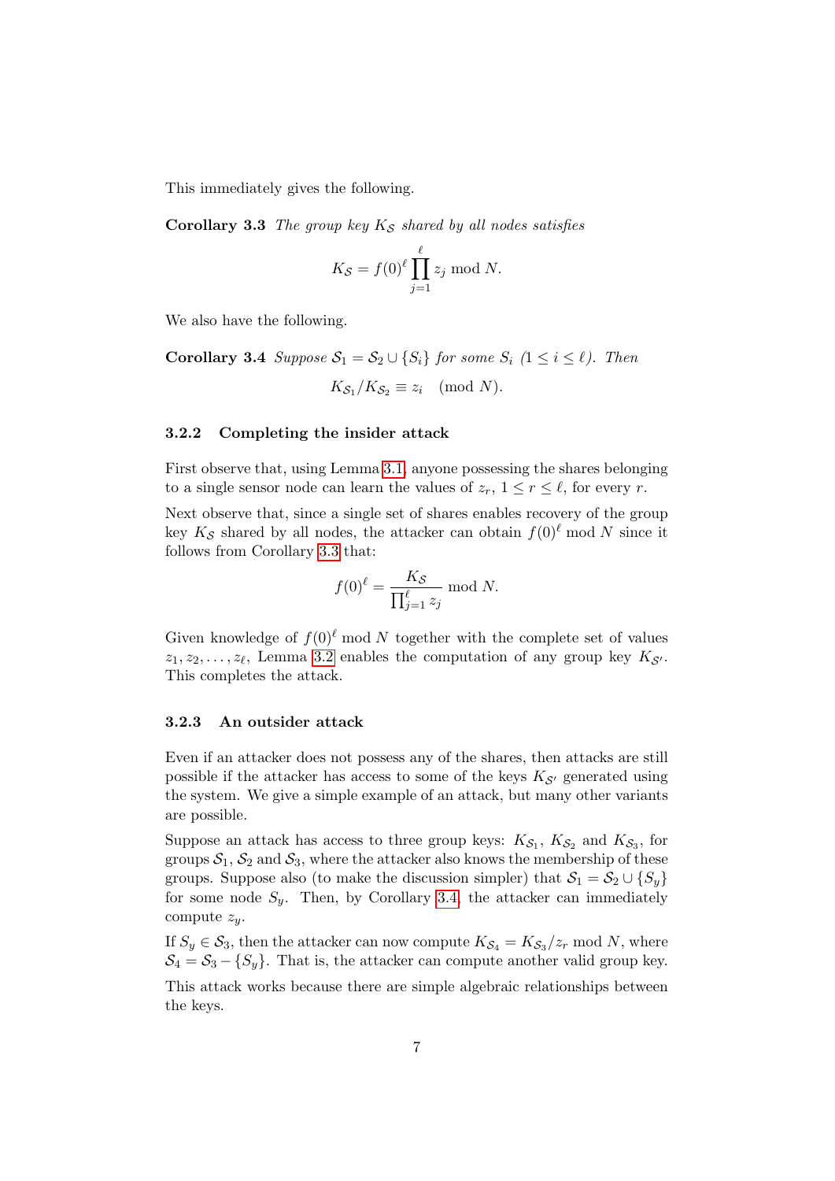This immediately gives the following.

**Corollary 3.3** *The group key $K_{\mathcal{S}}$ shared by all nodes satisfies*

$$K_{\mathcal{S}} = f(0)^{\ell} \prod_{j=1}^{\ell} z_j \bmod N.$$

We also have the following.

**Corollary 3.4** *Suppose $\mathcal{S}_1 = \mathcal{S}_2 \cup \{S_i\}$ for some $S_i$ ($1 \leq i \leq \ell$). Then*

$$K_{\mathcal{S}_1}/K_{\mathcal{S}_2} \equiv z_i \pmod{N}.$$

### 3.2.2 Completing the insider attack

First observe that, using Lemma 3.1, anyone possessing the shares belonging to a single sensor node can learn the values of $z_r$, $1 \leq r \leq \ell$, for every $r$.

Next observe that, since a single set of shares enables recovery of the group key $K_{\mathcal{S}}$ shared by all nodes, the attacker can obtain $f(0)^{\ell} \bmod N$ since it follows from Corollary 3.3 that:

$$f(0)^{\ell} = \frac{K_{\mathcal{S}}}{\prod_{j=1}^{\ell} z_j} \bmod N.$$

Given knowledge of $f(0)^{\ell} \bmod N$ together with the complete set of values $z_1, z_2, \ldots, z_{\ell}$, Lemma 3.2 enables the computation of any group key $K_{\mathcal{S}'}$. This completes the attack.

### 3.2.3 An outsider attack

Even if an attacker does not possess any of the shares, then attacks are still possible if the attacker has access to some of the keys $K_{\mathcal{S}'}$ generated using the system. We give a simple example of an attack, but many other variants are possible.

Suppose an attack has access to three group keys: $K_{\mathcal{S}_1}$, $K_{\mathcal{S}_2}$ and $K_{\mathcal{S}_3}$, for groups $\mathcal{S}_1$, $\mathcal{S}_2$ and $\mathcal{S}_3$, where the attacker also knows the membership of these groups. Suppose also (to make the discussion simpler) that $\mathcal{S}_1 = \mathcal{S}_2 \cup \{S_y\}$ for some node $S_y$. Then, by Corollary 3.4, the attacker can immediately compute $z_y$.

If $S_y \in \mathcal{S}_3$, then the attacker can now compute $K_{\mathcal{S}_4} = K_{\mathcal{S}_3}/z_r \bmod N$, where $\mathcal{S}_4 = \mathcal{S}_3 - \{S_y\}$. That is, the attacker can compute another valid group key.

This attack works because there are simple algebraic relationships between the keys.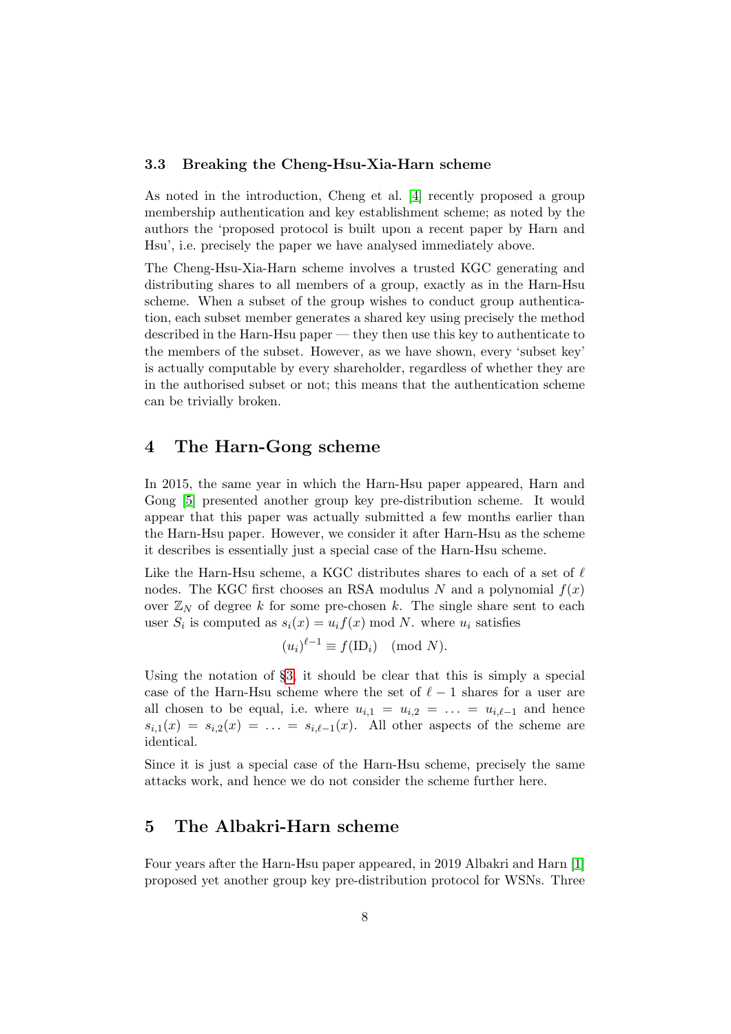### 3.3 Breaking the Cheng-Hsu-Xia-Harn scheme

As noted in the introduction, Cheng et al. [4] recently proposed a group membership authentication and key establishment scheme; as noted by the authors the 'proposed protocol is built upon a recent paper by Harn and Hsu', i.e. precisely the paper we have analysed immediately above.

The Cheng-Hsu-Xia-Harn scheme involves a trusted KGC generating and distributing shares to all members of a group, exactly as in the Harn-Hsu scheme. When a subset of the group wishes to conduct group authentication, each subset member generates a shared key using precisely the method described in the Harn-Hsu paper — they then use this key to authenticate to the members of the subset. However, as we have shown, every 'subset key' is actually computable by every shareholder, regardless of whether they are in the authorised subset or not; this means that the authentication scheme can be trivially broken.

## 4 The Harn-Gong scheme

In 2015, the same year in which the Harn-Hsu paper appeared, Harn and Gong [5] presented another group key pre-distribution scheme. It would appear that this paper was actually submitted a few months earlier than the Harn-Hsu paper. However, we consider it after Harn-Hsu as the scheme it describes is essentially just a special case of the Harn-Hsu scheme.

Like the Harn-Hsu scheme, a KGC distributes shares to each of a set of $\ell$ nodes. The KGC first chooses an RSA modulus $N$ and a polynomial $f(x)$ over $\mathbb{Z}_N$ of degree $k$ for some pre-chosen $k$. The single share sent to each user $S_i$ is computed as $s_i(x) = u_i f(x) \bmod N$. where $u_i$ satisfies

$$(u_i)^{\ell-1} \equiv f(\mathrm{ID}_i) \pmod{N}.$$

Using the notation of §3, it should be clear that this is simply a special case of the Harn-Hsu scheme where the set of $\ell - 1$ shares for a user are all chosen to be equal, i.e. where $u_{i,1} = u_{i,2} = \ldots = u_{i,\ell-1}$ and hence $s_{i,1}(x) = s_{i,2}(x) = \ldots = s_{i,\ell-1}(x)$. All other aspects of the scheme are identical.

Since it is just a special case of the Harn-Hsu scheme, precisely the same attacks work, and hence we do not consider the scheme further here.

## 5 The Albakri-Harn scheme

Four years after the Harn-Hsu paper appeared, in 2019 Albakri and Harn [1] proposed yet another group key pre-distribution protocol for WSNs. Three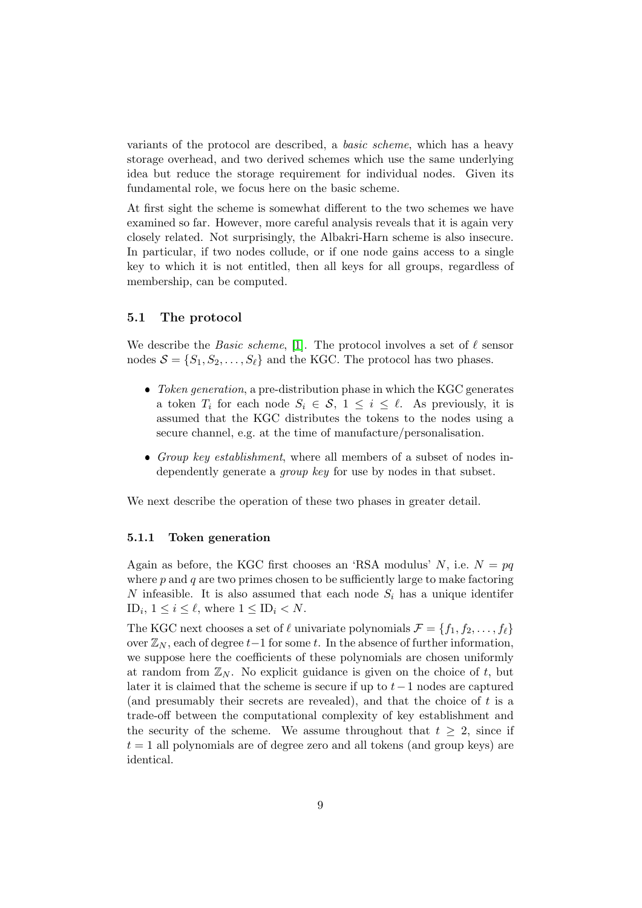variants of the protocol are described, a *basic scheme*, which has a heavy storage overhead, and two derived schemes which use the same underlying idea but reduce the storage requirement for individual nodes. Given its fundamental role, we focus here on the basic scheme.

At first sight the scheme is somewhat different to the two schemes we have examined so far. However, more careful analysis reveals that it is again very closely related. Not surprisingly, the Albakri-Harn scheme is also insecure. In particular, if two nodes collude, or if one node gains access to a single key to which it is not entitled, then all keys for all groups, regardless of membership, can be computed.

### 5.1 The protocol

We describe the *Basic scheme*, [1]. The protocol involves a set of $\ell$ sensor nodes $\mathcal{S} = \{S_1, S_2, \ldots, S_\ell\}$ and the KGC. The protocol has two phases.

- *Token generation*, a pre-distribution phase in which the KGC generates a token $T_i$ for each node $S_i \in \mathcal{S}$, $1 \leq i \leq \ell$. As previously, it is assumed that the KGC distributes the tokens to the nodes using a secure channel, e.g. at the time of manufacture/personalisation.
- *Group key establishment*, where all members of a subset of nodes independently generate a *group key* for use by nodes in that subset.

We next describe the operation of these two phases in greater detail.

#### 5.1.1 Token generation

Again as before, the KGC first chooses an 'RSA modulus' $N$, i.e. $N = pq$ where $p$ and $q$ are two primes chosen to be sufficiently large to make factoring $N$ infeasible. It is also assumed that each node $S_i$ has a unique identifer $\text{ID}_i$, $1 \leq i \leq \ell$, where $1 \leq \text{ID}_i < N$.

The KGC next chooses a set of $\ell$ univariate polynomials $\mathcal{F} = \{f_1, f_2, \ldots, f_\ell\}$ over $\mathbb{Z}_N$, each of degree $t-1$ for some $t$. In the absence of further information, we suppose here the coefficients of these polynomials are chosen uniformly at random from $\mathbb{Z}_N$. No explicit guidance is given on the choice of $t$, but later it is claimed that the scheme is secure if up to $t-1$ nodes are captured (and presumably their secrets are revealed), and that the choice of $t$ is a trade-off between the computational complexity of key establishment and the security of the scheme. We assume throughout that $t \geq 2$, since if $t = 1$ all polynomials are of degree zero and all tokens (and group keys) are identical.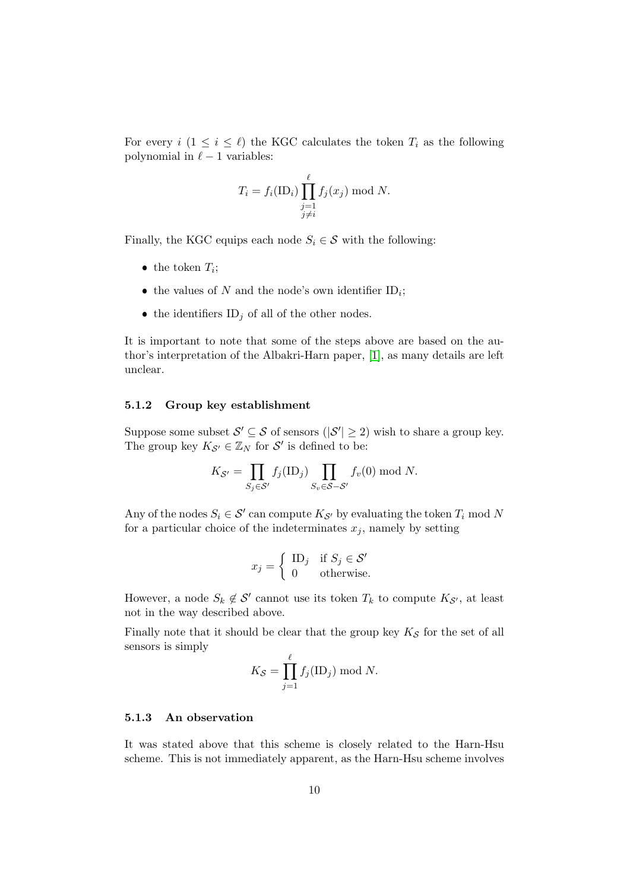For every $i$ ($1 \leq i \leq \ell$) the KGC calculates the token $T_i$ as the following polynomial in $\ell - 1$ variables:

$$T_i = f_i(\mathrm{ID}_i) \prod_{\substack{j=1 \\ j \neq i}}^{\ell} f_j(x_j) \bmod N.$$

Finally, the KGC equips each node $S_i \in \mathcal{S}$ with the following:

- the token $T_i$;
- the values of $N$ and the node's own identifier $\mathrm{ID}_i$;
- the identifiers $\mathrm{ID}_j$ of all of the other nodes.

It is important to note that some of the steps above are based on the author's interpretation of the Albakri-Harn paper, [1], as many details are left unclear.

### 5.1.2 Group key establishment

Suppose some subset $\mathcal{S}' \subseteq \mathcal{S}$ of sensors ($|\mathcal{S}'| \geq 2$) wish to share a group key. The group key $K_{\mathcal{S}'} \in \mathbb{Z}_N$ for $\mathcal{S}'$ is defined to be:

$$K_{\mathcal{S}'} = \prod_{S_j \in \mathcal{S}'} f_j(\mathrm{ID}_j) \prod_{S_v \in \mathcal{S} - \mathcal{S}'} f_v(0) \bmod N.$$

Any of the nodes $S_i \in \mathcal{S}'$ can compute $K_{\mathcal{S}'}$ by evaluating the token $T_i$ mod $N$ for a particular choice of the indeterminates $x_j$, namely by setting

$$x_j = \begin{cases} \mathrm{ID}_j & \text{if } S_j \in \mathcal{S}' \\ 0 & \text{otherwise.} \end{cases}$$

However, a node $S_k \notin \mathcal{S}'$ cannot use its token $T_k$ to compute $K_{\mathcal{S}'}$, at least not in the way described above.

Finally note that it should be clear that the group key $K_{\mathcal{S}}$ for the set of all sensors is simply

$$K_{\mathcal{S}} = \prod_{j=1}^{\ell} f_j(\mathrm{ID}_j) \bmod N.$$

### 5.1.3 An observation

It was stated above that this scheme is closely related to the Harn-Hsu scheme. This is not immediately apparent, as the Harn-Hsu scheme involves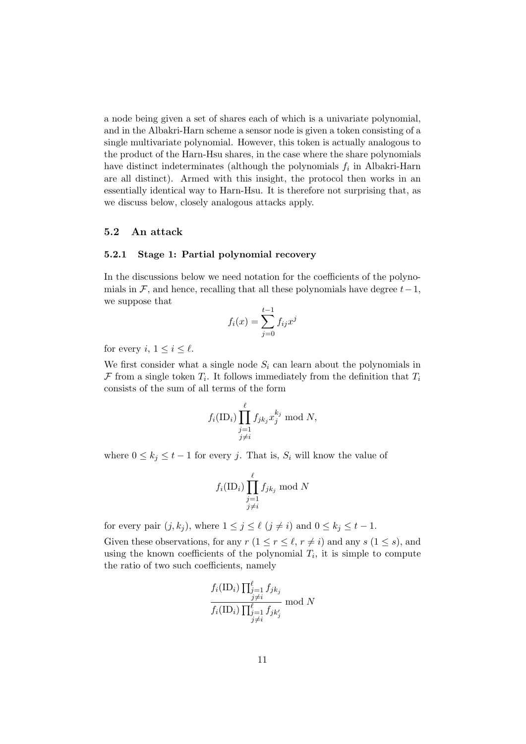a node being given a set of shares each of which is a univariate polynomial, and in the Albakri-Harn scheme a sensor node is given a token consisting of a single multivariate polynomial. However, this token is actually analogous to the product of the Harn-Hsu shares, in the case where the share polynomials have distinct indeterminates (although the polynomials $f_i$ in Albakri-Harn are all distinct). Armed with this insight, the protocol then works in an essentially identical way to Harn-Hsu. It is therefore not surprising that, as we discuss below, closely analogous attacks apply.

## 5.2 An attack

### 5.2.1 Stage 1: Partial polynomial recovery

In the discussions below we need notation for the coefficients of the polynomials in $\mathcal{F}$, and hence, recalling that all these polynomials have degree $t-1$, we suppose that

$$f_i(x) = \sum_{j=0}^{t-1} f_{ij} x^j$$

for every $i$, $1 \leq i \leq \ell$.

We first consider what a single node $S_i$ can learn about the polynomials in $\mathcal{F}$ from a single token $T_i$. It follows immediately from the definition that $T_i$ consists of the sum of all terms of the form

$$f_i(\text{ID}_i) \prod_{\substack{j=1 \\ j \neq i}}^{\ell} f_{jk_j} x_j^{k_j} \bmod N,$$

where $0 \leq k_j \leq t-1$ for every $j$. That is, $S_i$ will know the value of

$$f_i(\text{ID}_i) \prod_{\substack{j=1 \\ j \neq i}}^{\ell} f_{jk_j} \bmod N$$

for every pair $(j, k_j)$, where $1 \leq j \leq \ell$ $(j \neq i)$ and $0 \leq k_j \leq t-1$.

Given these observations, for any $r$ $(1 \leq r \leq \ell, r \neq i)$ and any $s$ $(1 \leq s)$, and using the known coefficients of the polynomial $T_i$, it is simple to compute the ratio of two such coefficients, namely

$$\frac{f_i(\text{ID}_i) \prod_{\substack{j=1 \\ j \neq i}}^{\ell} f_{jk_j}}{f_i(\text{ID}_i) \prod_{\substack{j=1 \\ j \neq i}}^{\ell} f_{jk'_j}} \bmod N$$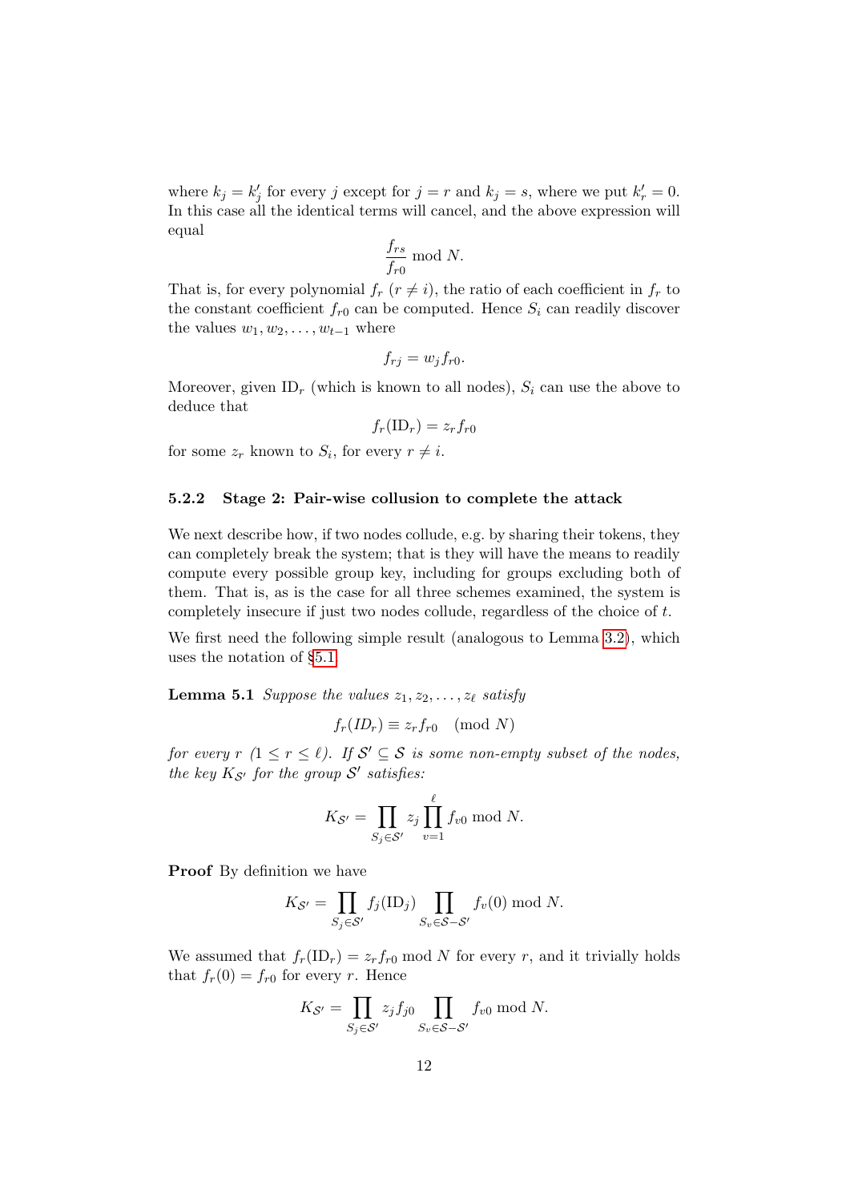where $k_j = k'_j$ for every $j$ except for $j = r$ and $k_j = s$, where we put $k'_r = 0$. In this case all the identical terms will cancel, and the above expression will equal

$$\frac{f_{rs}}{f_{r0}} \bmod N.$$

That is, for every polynomial $f_r$ ($r \neq i$), the ratio of each coefficient in $f_r$ to the constant coefficient $f_{r0}$ can be computed. Hence $S_i$ can readily discover the values $w_1, w_2, \ldots, w_{t-1}$ where

$$f_{rj} = w_j f_{r0}.$$

Moreover, given $\mathrm{ID}_r$ (which is known to all nodes), $S_i$ can use the above to deduce that

$$f_r(\mathrm{ID}_r) = z_r f_{r0}$$

for some $z_r$ known to $S_i$, for every $r \neq i$.

### 5.2.2 Stage 2: Pair-wise collusion to complete the attack

We next describe how, if two nodes collude, e.g. by sharing their tokens, they can completely break the system; that is they will have the means to readily compute every possible group key, including for groups excluding both of them. That is, as is the case for all three schemes examined, the system is completely insecure if just two nodes collude, regardless of the choice of $t$.

We first need the following simple result (analogous to Lemma 3.2), which uses the notation of §5.1.

**Lemma 5.1** *Suppose the values $z_1, z_2, \ldots, z_\ell$ satisfy*

$$f_r(ID_r) \equiv z_r f_{r0} \pmod N$$

*for every $r$ ($1 \leq r \leq \ell$). If $\mathcal{S}' \subseteq \mathcal{S}$ is some non-empty subset of the nodes, the key $K_{\mathcal{S}'}$ for the group $\mathcal{S}'$ satisfies:*

$$K_{\mathcal{S}'} = \prod_{S_j \in \mathcal{S}'} z_j \prod_{v=1}^{\ell} f_{v0} \bmod N.$$

**Proof** By definition we have

$$K_{\mathcal{S}'} = \prod_{S_j \in \mathcal{S}'} f_j(\mathrm{ID}_j) \prod_{S_v \in \mathcal{S} - \mathcal{S}'} f_v(0) \bmod N.$$

We assumed that $f_r(\mathrm{ID}_r) = z_r f_{r0} \bmod N$ for every $r$, and it trivially holds that $f_r(0) = f_{r0}$ for every $r$. Hence

$$K_{\mathcal{S}'} = \prod_{S_j \in \mathcal{S}'} z_j f_{j0} \prod_{S_v \in \mathcal{S} - \mathcal{S}'} f_{v0} \bmod N.$$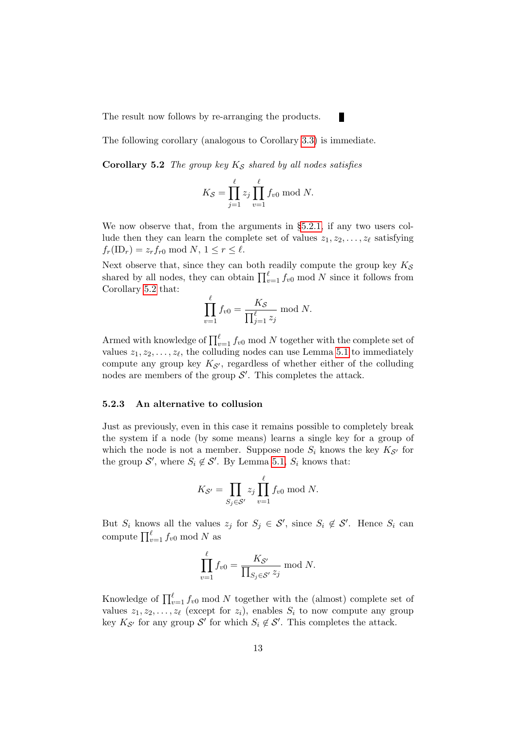The result now follows by re-arranging the products. ■

The following corollary (analogous to Corollary 3.3) is immediate.

**Corollary 5.2** *The group key $K_{\mathcal{S}}$ shared by all nodes satisfies*

$$K_{\mathcal{S}} = \prod_{j=1}^{\ell} z_j \prod_{v=1}^{\ell} f_{v0} \bmod N.$$

We now observe that, from the arguments in §5.2.1, if any two users collude then they can learn the complete set of values $z_1, z_2, \ldots, z_\ell$ satisfying $f_r(\mathrm{ID}_r) = z_r f_{r0} \bmod N$, $1 \leq r \leq \ell$.

Next observe that, since they can both readily compute the group key $K_{\mathcal{S}}$ shared by all nodes, they can obtain $\prod_{v=1}^{\ell} f_{v0} \bmod N$ since it follows from Corollary 5.2 that:

$$\prod_{v=1}^{\ell} f_{v0} = \frac{K_{\mathcal{S}}}{\prod_{j=1}^{\ell} z_j} \bmod N.$$

Armed with knowledge of $\prod_{v=1}^{\ell} f_{v0} \bmod N$ together with the complete set of values $z_1, z_2, \ldots, z_\ell$, the colluding nodes can use Lemma 5.1 to immediately compute any group key $K_{\mathcal{S}'}$, regardless of whether either of the colluding nodes are members of the group $\mathcal{S}'$. This completes the attack.

### 5.2.3 An alternative to collusion

Just as previously, even in this case it remains possible to completely break the system if a node (by some means) learns a single key for a group of which the node is not a member. Suppose node $S_i$ knows the key $K_{\mathcal{S}'}$ for the group $\mathcal{S}'$, where $S_i \notin \mathcal{S}'$. By Lemma 5.1, $S_i$ knows that:

$$K_{\mathcal{S}'} = \prod_{S_j \in \mathcal{S}'} z_j \prod_{v=1}^{\ell} f_{v0} \bmod N.$$

But $S_i$ knows all the values $z_j$ for $S_j \in \mathcal{S}'$, since $S_i \notin \mathcal{S}'$. Hence $S_i$ can compute $\prod_{v=1}^{\ell} f_{v0} \bmod N$ as

$$\prod_{v=1}^{\ell} f_{v0} = \frac{K_{\mathcal{S}'}}{\prod_{S_j \in \mathcal{S}'} z_j} \bmod N.$$

Knowledge of $\prod_{v=1}^{\ell} f_{v0} \bmod N$ together with the (almost) complete set of values $z_1, z_2, \ldots, z_\ell$ (except for $z_i$), enables $S_i$ to now compute any group key $K_{\mathcal{S}'}$ for any group $\mathcal{S}'$ for which $S_i \notin \mathcal{S}'$. This completes the attack.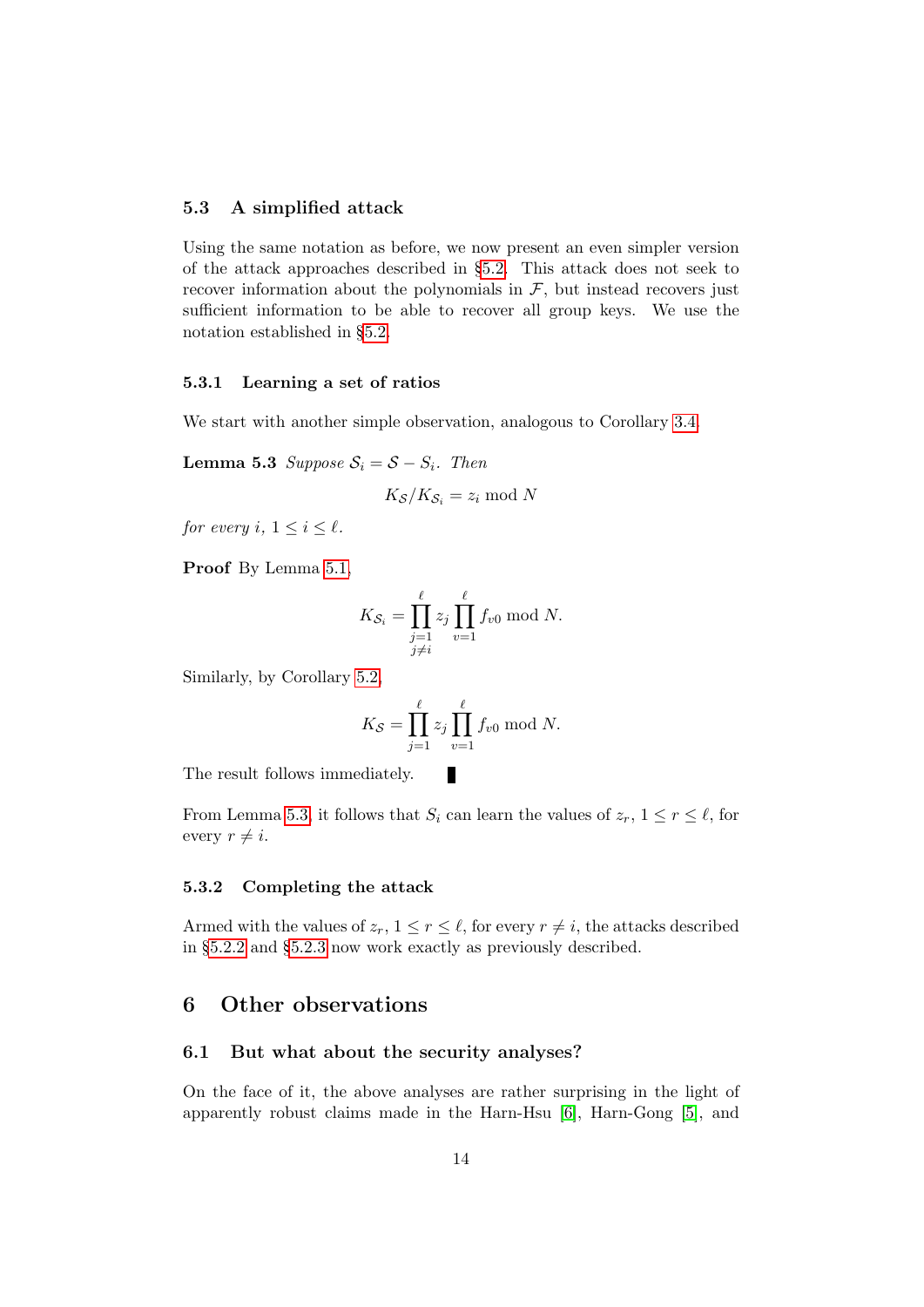### 5.3 A simplified attack

Using the same notation as before, we now present an even simpler version of the attack approaches described in §5.2. This attack does not seek to recover information about the polynomials in $\mathcal{F}$, but instead recovers just sufficient information to be able to recover all group keys. We use the notation established in §5.2.

#### 5.3.1 Learning a set of ratios

We start with another simple observation, analogous to Corollary 3.4.

**Lemma 5.3** *Suppose $\mathcal{S}_i = \mathcal{S} - S_i$. Then*

$$K_{\mathcal{S}}/K_{\mathcal{S}_i} = z_i \bmod N$$

*for every $i$, $1 \leq i \leq \ell$.*

**Proof** By Lemma 5.1,

$$K_{\mathcal{S}_i} = \prod_{\substack{j=1 \\ j \neq i}}^{\ell} z_j \prod_{v=1}^{\ell} f_{v0} \bmod N.$$

Similarly, by Corollary 5.2,

$$K_{\mathcal{S}} = \prod_{j=1}^{\ell} z_j \prod_{v=1}^{\ell} f_{v0} \bmod N.$$

The result follows immediately. ∎

From Lemma 5.3, it follows that $S_i$ can learn the values of $z_r$, $1 \leq r \leq \ell$, for every $r \neq i$.

#### 5.3.2 Completing the attack

Armed with the values of $z_r$, $1 \leq r \leq \ell$, for every $r \neq i$, the attacks described in §5.2.2 and §5.2.3 now work exactly as previously described.

## 6 Other observations

### 6.1 But what about the security analyses?

On the face of it, the above analyses are rather surprising in the light of apparently robust claims made in the Harn-Hsu [6], Harn-Gong [5], and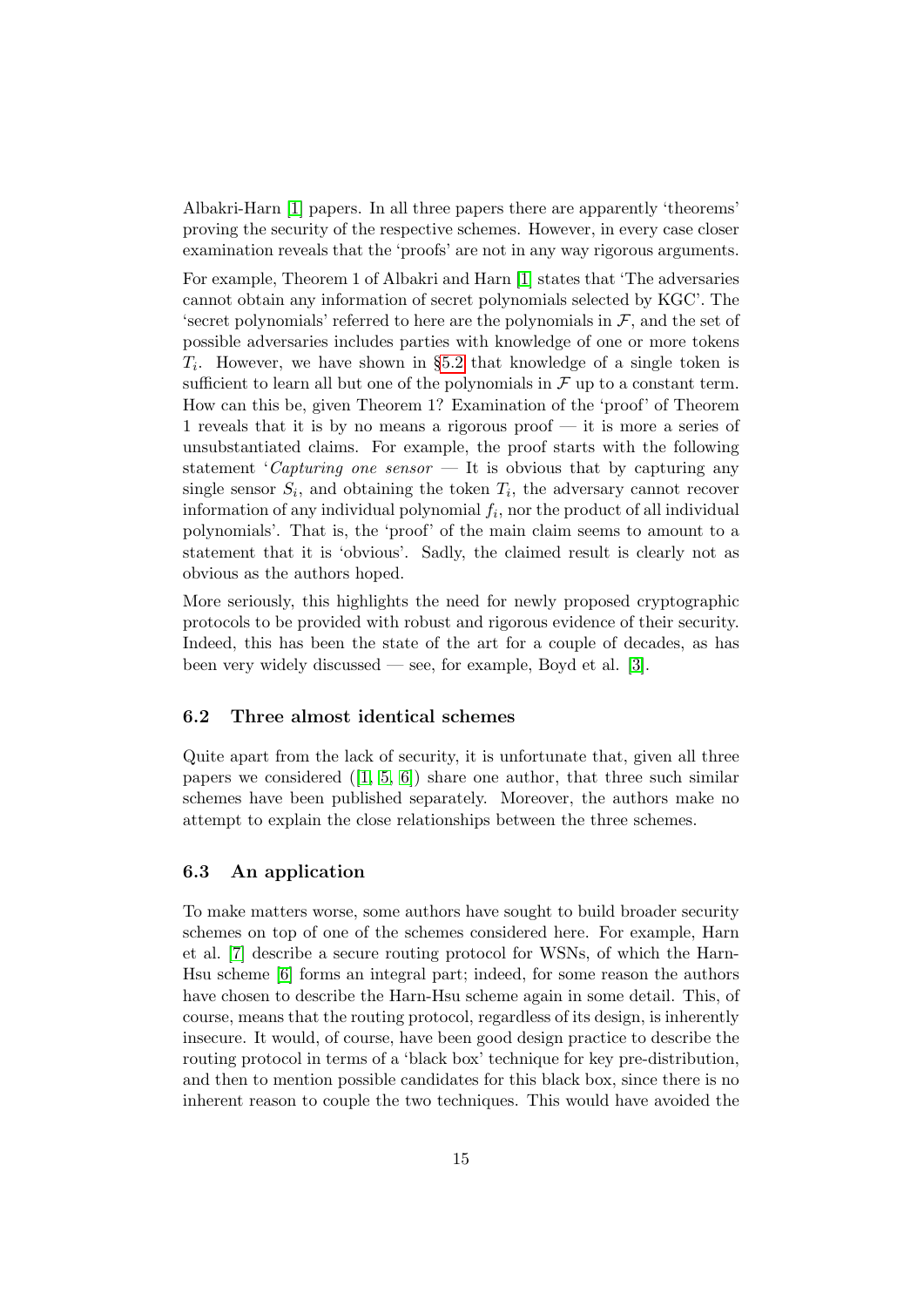Albakri-Harn [1] papers. In all three papers there are apparently 'theorems' proving the security of the respective schemes. However, in every case closer examination reveals that the 'proofs' are not in any way rigorous arguments.

For example, Theorem 1 of Albakri and Harn [1] states that 'The adversaries cannot obtain any information of secret polynomials selected by KGC'. The 'secret polynomials' referred to here are the polynomials in $\mathcal{F}$, and the set of possible adversaries includes parties with knowledge of one or more tokens $T_i$. However, we have shown in §5.2 that knowledge of a single token is sufficient to learn all but one of the polynomials in $\mathcal{F}$ up to a constant term. How can this be, given Theorem 1? Examination of the 'proof' of Theorem 1 reveals that it is by no means a rigorous proof — it is more a series of unsubstantiated claims. For example, the proof starts with the following statement '*Capturing one sensor* — It is obvious that by capturing any single sensor $S_i$, and obtaining the token $T_i$, the adversary cannot recover information of any individual polynomial $f_i$, nor the product of all individual polynomials'. That is, the 'proof' of the main claim seems to amount to a statement that it is 'obvious'. Sadly, the claimed result is clearly not as obvious as the authors hoped.

More seriously, this highlights the need for newly proposed cryptographic protocols to be provided with robust and rigorous evidence of their security. Indeed, this has been the state of the art for a couple of decades, as has been very widely discussed — see, for example, Boyd et al. [3].

### 6.2 Three almost identical schemes

Quite apart from the lack of security, it is unfortunate that, given all three papers we considered ([1, 5, 6]) share one author, that three such similar schemes have been published separately. Moreover, the authors make no attempt to explain the close relationships between the three schemes.

### 6.3 An application

To make matters worse, some authors have sought to build broader security schemes on top of one of the schemes considered here. For example, Harn et al. [7] describe a secure routing protocol for WSNs, of which the Harn-Hsu scheme [6] forms an integral part; indeed, for some reason the authors have chosen to describe the Harn-Hsu scheme again in some detail. This, of course, means that the routing protocol, regardless of its design, is inherently insecure. It would, of course, have been good design practice to describe the routing protocol in terms of a 'black box' technique for key pre-distribution, and then to mention possible candidates for this black box, since there is no inherent reason to couple the two techniques. This would have avoided the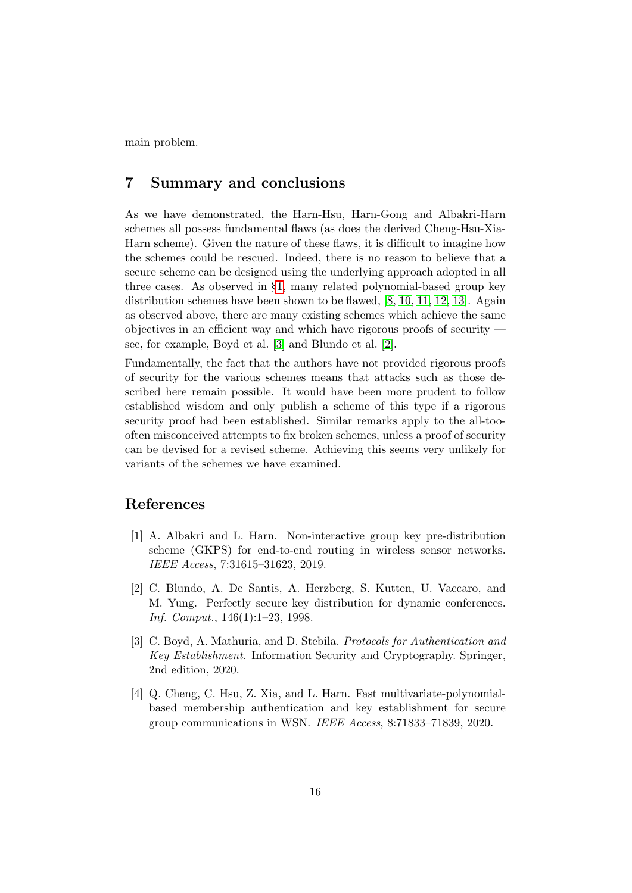main problem.

## 7 Summary and conclusions

As we have demonstrated, the Harn-Hsu, Harn-Gong and Albakri-Harn schemes all possess fundamental flaws (as does the derived Cheng-Hsu-Xia-Harn scheme). Given the nature of these flaws, it is difficult to imagine how the schemes could be rescued. Indeed, there is no reason to believe that a secure scheme can be designed using the underlying approach adopted in all three cases. As observed in §1, many related polynomial-based group key distribution schemes have been shown to be flawed, [8, 10, 11, 12, 13]. Again as observed above, there are many existing schemes which achieve the same objectives in an efficient way and which have rigorous proofs of security — see, for example, Boyd et al. [3] and Blundo et al. [2].

Fundamentally, the fact that the authors have not provided rigorous proofs of security for the various schemes means that attacks such as those described here remain possible. It would have been more prudent to follow established wisdom and only publish a scheme of this type if a rigorous security proof had been established. Similar remarks apply to the all-too-often misconceived attempts to fix broken schemes, unless a proof of security can be devised for a revised scheme. Achieving this seems very unlikely for variants of the schemes we have examined.

## References

[1] A. Albakri and L. Harn. Non-interactive group key pre-distribution scheme (GKPS) for end-to-end routing in wireless sensor networks. *IEEE Access*, 7:31615–31623, 2019.

[2] C. Blundo, A. De Santis, A. Herzberg, S. Kutten, U. Vaccaro, and M. Yung. Perfectly secure key distribution for dynamic conferences. *Inf. Comput.*, 146(1):1–23, 1998.

[3] C. Boyd, A. Mathuria, and D. Stebila. *Protocols for Authentication and Key Establishment*. Information Security and Cryptography. Springer, 2nd edition, 2020.

[4] Q. Cheng, C. Hsu, Z. Xia, and L. Harn. Fast multivariate-polynomial-based membership authentication and key establishment for secure group communications in WSN. *IEEE Access*, 8:71833–71839, 2020.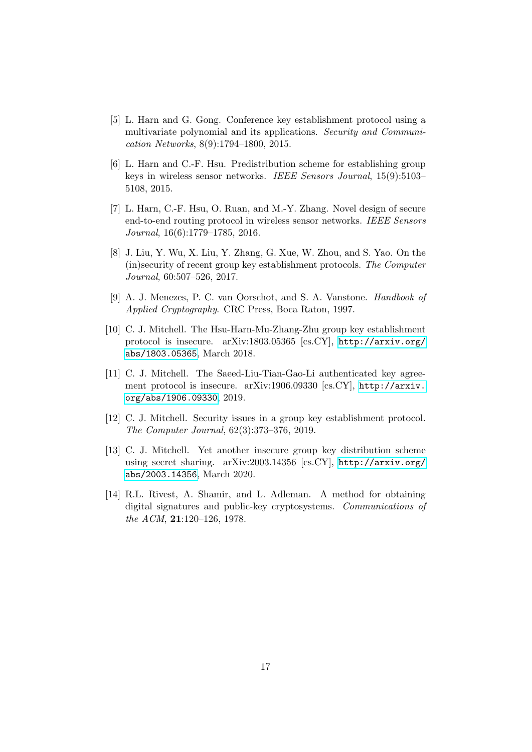[5] L. Harn and G. Gong. Conference key establishment protocol using a multivariate polynomial and its applications. *Security and Communication Networks*, 8(9):1794–1800, 2015.

[6] L. Harn and C.-F. Hsu. Predistribution scheme for establishing group keys in wireless sensor networks. *IEEE Sensors Journal*, 15(9):5103–5108, 2015.

[7] L. Harn, C.-F. Hsu, O. Ruan, and M.-Y. Zhang. Novel design of secure end-to-end routing protocol in wireless sensor networks. *IEEE Sensors Journal*, 16(6):1779–1785, 2016.

[8] J. Liu, Y. Wu, X. Liu, Y. Zhang, G. Xue, W. Zhou, and S. Yao. On the (in)security of recent group key establishment protocols. *The Computer Journal*, 60:507–526, 2017.

[9] A. J. Menezes, P. C. van Oorschot, and S. A. Vanstone. *Handbook of Applied Cryptography*. CRC Press, Boca Raton, 1997.

[10] C. J. Mitchell. The Hsu-Harn-Mu-Zhang-Zhu group key establishment protocol is insecure. arXiv:1803.05365 [cs.CY], `http://arxiv.org/abs/1803.05365`, March 2018.

[11] C. J. Mitchell. The Saeed-Liu-Tian-Gao-Li authenticated key agreement protocol is insecure. arXiv:1906.09330 [cs.CY], `http://arxiv.org/abs/1906.09330`, 2019.

[12] C. J. Mitchell. Security issues in a group key establishment protocol. *The Computer Journal*, 62(3):373–376, 2019.

[13] C. J. Mitchell. Yet another insecure group key distribution scheme using secret sharing. arXiv:2003.14356 [cs.CY], `http://arxiv.org/abs/2003.14356`, March 2020.

[14] R.L. Rivest, A. Shamir, and L. Adleman. A method for obtaining digital signatures and public-key cryptosystems. *Communications of the ACM*, **21**:120–126, 1978.